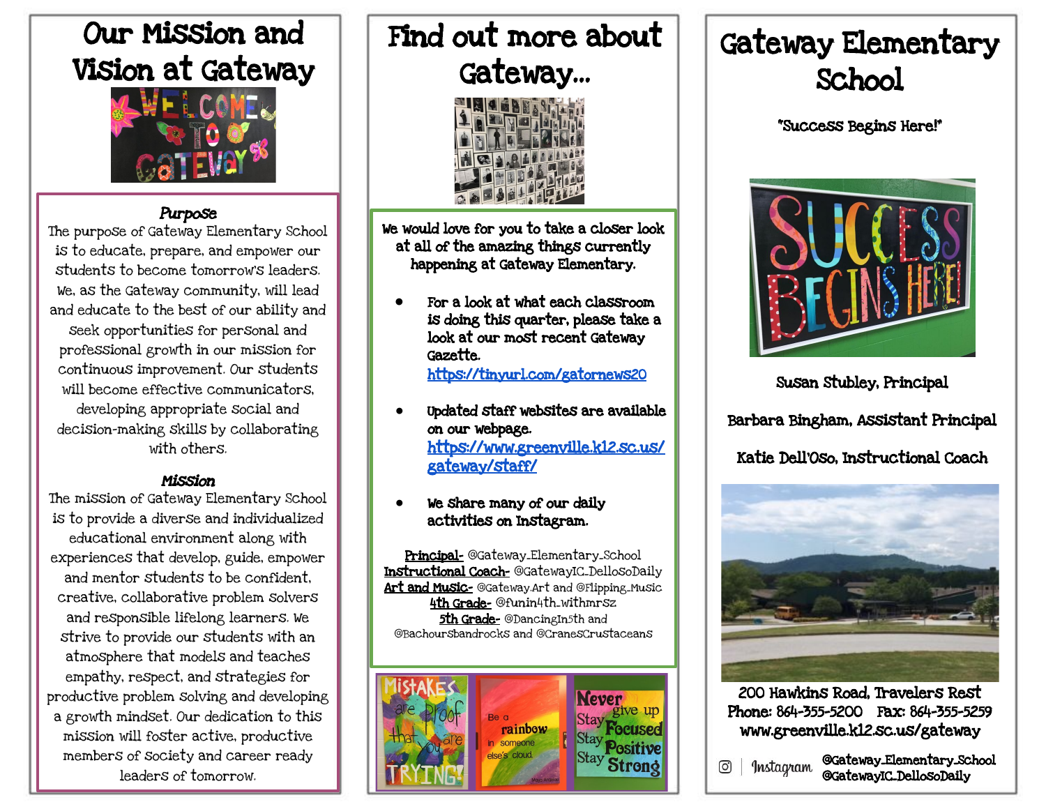# Our Mission and Vision at Gateway

### Purpose

The purpose of Gateway Elementary School is to educate, prepare, and empower our students to become tomorrow's leaders. We, as the Gateway community, will lead and educate to the best of our ability and seek opportunities for personal and professional growth in our mission for continuous improvement. Our students will become effective communicators, developing appropriate social and decision-making skills by collaborating with others.

### Mission

The mission of Gateway Elementary School is to provide a diverse and individualized educational environment along with experiences that develop, guide, empower and mentor students to be confident, creative, collaborative problem solvers and responsible lifelong learners. We strive to provide our students with an atmosphere that models and teaches empathy, respect, and strategies for productive problem solving and developing a growth mindset. Our dedication to this mission will foster active, productive members of society and career ready leaders of tomorrow.

# Find out more about Gateway...

We would love for you to take a closer look at all of the amazing things currently happening at Gateway Elementary.

- For a look at what each classroom is doing this quarter, please take a look at our most recent Gateway Gazette. https://tinyurl.com/gatornews20
- Updated staff websites are available on our webpage. https://www.greenville.k12.sc.us/gateway/staff/
- We share many of our daily activities on Instagram.

**Principal-** @Gateway_Elementary_School
**Instructional Coach-** @GatewayIC_DellosoDaily
**Art and Music-** @Gateway.Art and @Flipping_Music
**4th Grade-** @funin4th_withmrsz
**5th Grade-** @DancingIn5th and @Bachoursbandrocks and @CranesCrustaceans

# Gateway Elementary School

"Success Begins Here!"

Susan Stubley, Principal

Barbara Bingham, Assistant Principal

Katie Dell'Oso, Instructional Coach

200 Hawkins Road, Travelers Rest
Phone: 864-355-5200 Fax: 864-355-5259
www.greenville.k12.sc.us/gateway

Instagram @Gateway_Elementary_School
@GatewayIC_DellosoDaily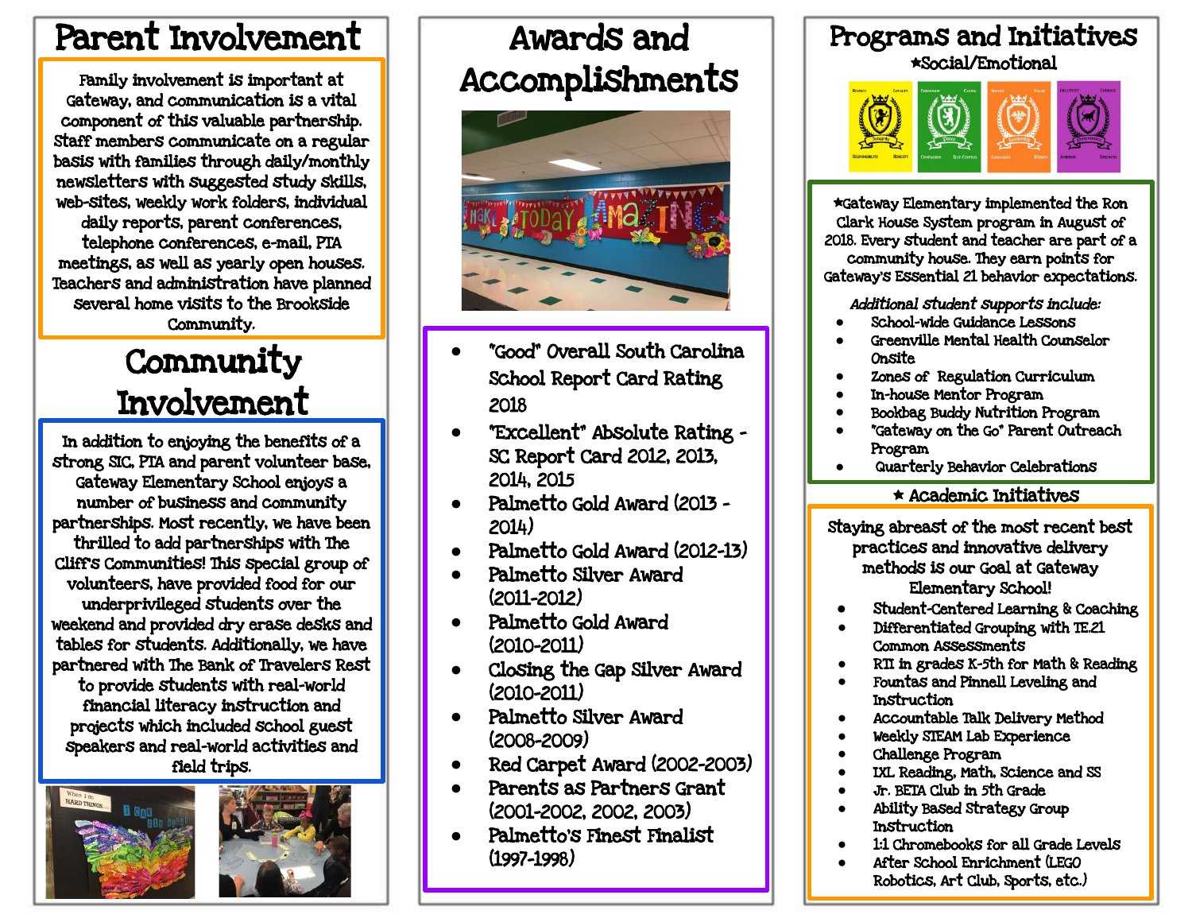# Parent Involvement

Family involvement is important at Gateway, and communication is a vital component of this valuable partnership. Staff members communicate on a regular basis with families through daily/monthly newsletters with suggested study skills, web-sites, weekly work folders, individual daily reports, parent conferences, telephone conferences, e-mail, PTA meetings, as well as yearly open houses. Teachers and administration have planned several home visits to the Brookside Community.

# Community Involvement

In addition to enjoying the benefits of a strong SIC, PTA and parent volunteer base, Gateway Elementary School enjoys a number of business and community partnerships. Most recently, we have been thrilled to add partnerships with The Cliff's Communities! This special group of volunteers, have provided food for our underprivileged students over the weekend and provided dry erase desks and tables for students. Additionally, we have partnered with The Bank of Travelers Rest to provide students with real-world financial literacy instruction and projects which included school guest speakers and real-world activities and field trips.

# Awards and Accomplishments

- "Good" Overall South Carolina School Report Card Rating 2018
- "Excellent" Absolute Rating - SC Report Card 2012, 2013, 2014, 2015
- Palmetto Gold Award (2013 - 2014)
- Palmetto Gold Award (2012-13)
- Palmetto Silver Award (2011-2012)
- Palmetto Gold Award (2010-2011)
- Closing the Gap Silver Award (2010-2011)
- Palmetto Silver Award (2008-2009)
- Red Carpet Award (2002-2003)
- Parents as Partners Grant (2001-2002, 2002, 2003)
- Palmetto's Finest Finalist (1997-1998)

# Programs and Initiatives

## ★Social/Emotional

★Gateway Elementary implemented the Ron Clark House System program in August of 2018. Every student and teacher are part of a community house. They earn points for Gateway's Essential 21 behavior expectations.

*Additional student supports include:*

- School-wide Guidance Lessons
- Greenville Mental Health Counselor Onsite
- Zones of Regulation Curriculum
- In-house Mentor Program
- Bookbag Buddy Nutrition Program
- "Gateway on the Go" Parent Outreach Program
- Quarterly Behavior Celebrations

## ★ Academic Initiatives

Staying abreast of the most recent best practices and innovative delivery methods is our Goal at Gateway Elementary School!

- Student-Centered Learning & Coaching
- Differentiated Grouping with TE21 Common Assessments
- RTI in grades K-5th for Math & Reading
- Fountas and Pinnell Leveling and Instruction
- Accountable Talk Delivery Method
- Weekly STEAM Lab Experience
- Challenge Program
- IXL Reading, Math, Science and SS
- Jr. BETA Club in 5th Grade
- Ability Based Strategy Group Instruction
- 1:1 Chromebooks for all Grade Levels
- After School Enrichment (LEGO Robotics, Art Club, Sports, etc.)